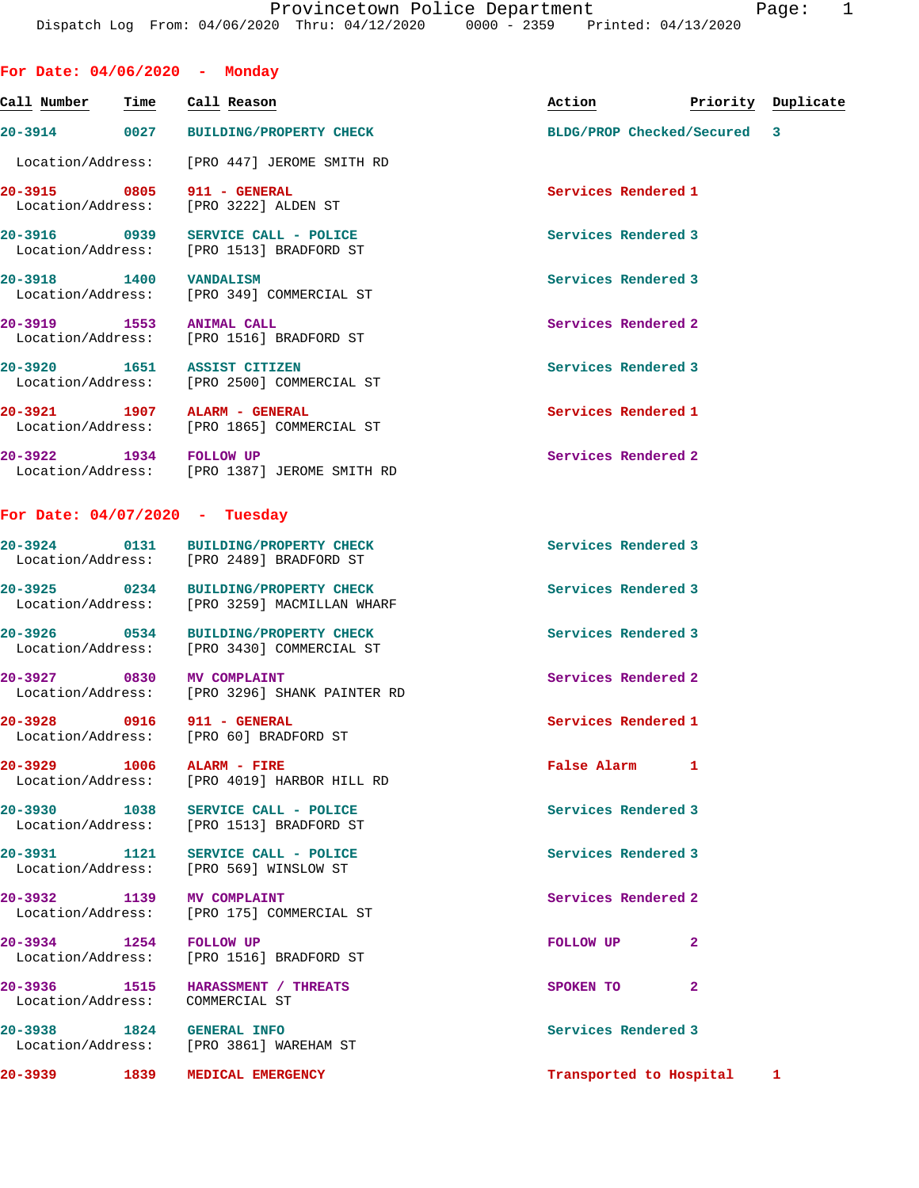Provincetown Police Department
Dispatch Log From: 04/06/2020 Thru: 04/12/2020 0000 - 2359 Printed: 04/13/2020

## For Date: 04/06/2020 - Monday

| Call Number | Time | Call Reason | Action | Priority | Duplicate |
|---|---|---|---|---|---|
| 20-3914 | 0027 | BUILDING/PROPERTY CHECK | BLDG/PROP Checked/Secured | 3 | |
| Location/Address: | | [PRO 447] JEROME SMITH RD | | | |
| 20-3915 | 0805 | 911 - GENERAL | Services Rendered | 1 | |
| Location/Address: | | [PRO 3222] ALDEN ST | | | |
| 20-3916 | 0939 | SERVICE CALL - POLICE | Services Rendered | 3 | |
| Location/Address: | | [PRO 1513] BRADFORD ST | | | |
| 20-3918 | 1400 | VANDALISM | Services Rendered | 3 | |
| Location/Address: | | [PRO 349] COMMERCIAL ST | | | |
| 20-3919 | 1553 | ANIMAL CALL | Services Rendered | 2 | |
| Location/Address: | | [PRO 1516] BRADFORD ST | | | |
| 20-3920 | 1651 | ASSIST CITIZEN | Services Rendered | 3 | |
| Location/Address: | | [PRO 2500] COMMERCIAL ST | | | |
| 20-3921 | 1907 | ALARM - GENERAL | Services Rendered | 1 | |
| Location/Address: | | [PRO 1865] COMMERCIAL ST | | | |
| 20-3922 | 1934 | FOLLOW UP | Services Rendered | 2 | |
| Location/Address: | | [PRO 1387] JEROME SMITH RD | | | |

## For Date: 04/07/2020 - Tuesday

| Call Number | Time | Call Reason | Action | Priority | Duplicate |
|---|---|---|---|---|---|
| 20-3924 | 0131 | BUILDING/PROPERTY CHECK | Services Rendered | 3 | |
| Location/Address: | | [PRO 2489] BRADFORD ST | | | |
| 20-3925 | 0234 | BUILDING/PROPERTY CHECK | Services Rendered | 3 | |
| Location/Address: | | [PRO 3259] MACMILLAN WHARF | | | |
| 20-3926 | 0534 | BUILDING/PROPERTY CHECK | Services Rendered | 3 | |
| Location/Address: | | [PRO 3430] COMMERCIAL ST | | | |
| 20-3927 | 0830 | MV COMPLAINT | Services Rendered | 2 | |
| Location/Address: | | [PRO 3296] SHANK PAINTER RD | | | |
| 20-3928 | 0916 | 911 - GENERAL | Services Rendered | 1 | |
| Location/Address: | | [PRO 60] BRADFORD ST | | | |
| 20-3929 | 1006 | ALARM - FIRE | False Alarm | 1 | |
| Location/Address: | | [PRO 4019] HARBOR HILL RD | | | |
| 20-3930 | 1038 | SERVICE CALL - POLICE | Services Rendered | 3 | |
| Location/Address: | | [PRO 1513] BRADFORD ST | | | |
| 20-3931 | 1121 | SERVICE CALL - POLICE | Services Rendered | 3 | |
| Location/Address: | | [PRO 569] WINSLOW ST | | | |
| 20-3932 | 1139 | MV COMPLAINT | Services Rendered | 2 | |
| Location/Address: | | [PRO 175] COMMERCIAL ST | | | |
| 20-3934 | 1254 | FOLLOW UP | FOLLOW UP | 2 | |
| Location/Address: | | [PRO 1516] BRADFORD ST | | | |
| 20-3936 | 1515 | HARASSMENT / THREATS | SPOKEN TO | 2 | |
| Location/Address: | | COMMERCIAL ST | | | |
| 20-3938 | 1824 | GENERAL INFO | Services Rendered | 3 | |
| Location/Address: | | [PRO 3861] WAREHAM ST | | | |
| 20-3939 | 1839 | MEDICAL EMERGENCY | Transported to Hospital | 1 | |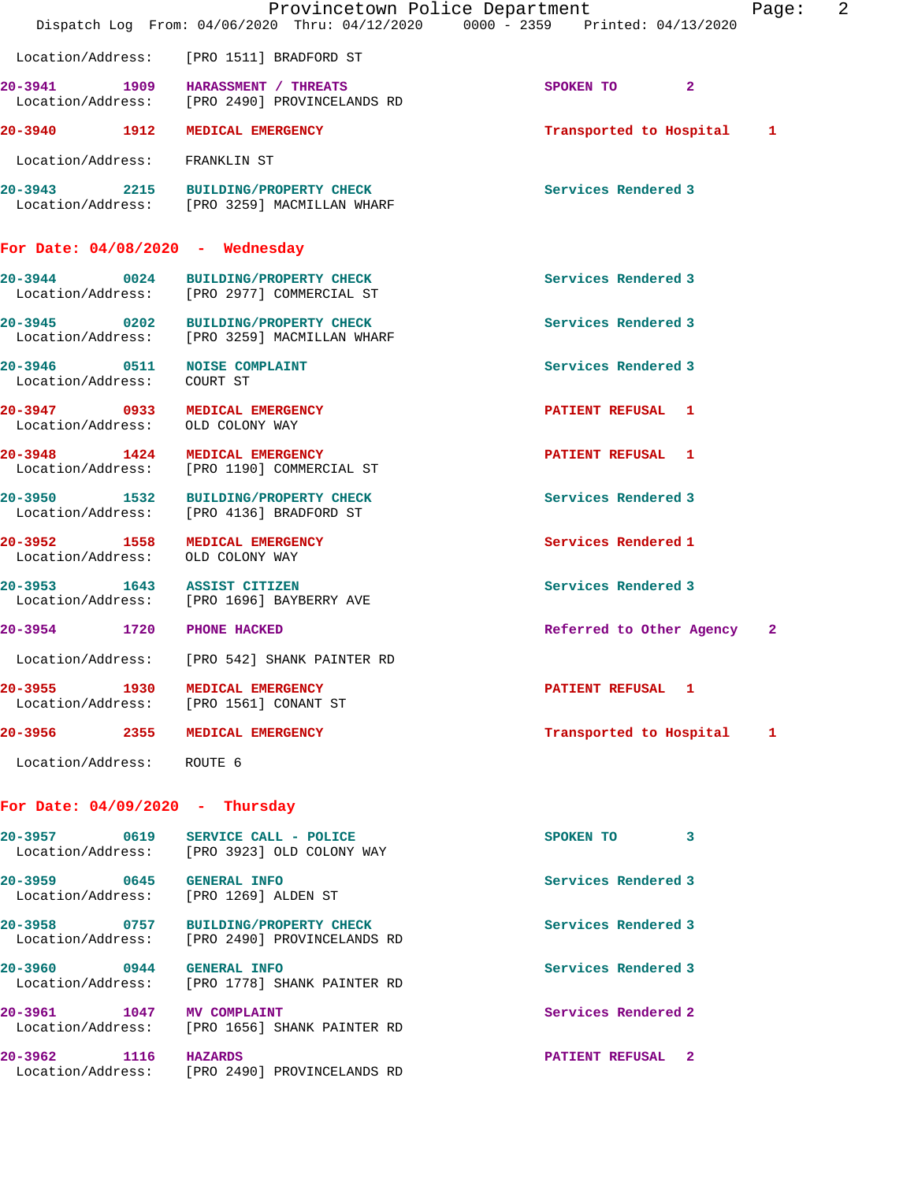Location/Address: [PRO 1511] BRADFORD ST

| Call # | Time | Call Reason | Action | Priority |
|---|---|---|---|---|
| 20-3941 | 1909 | HARASSMENT / THREATS | SPOKEN TO | 2 |
| | | Location/Address: [PRO 2490] PROVINCELANDS RD | | |
| 20-3940 | 1912 | MEDICAL EMERGENCY | Transported to Hospital | 1 |
| | | Location/Address: FRANKLIN ST | | |
| 20-3943 | 2215 | BUILDING/PROPERTY CHECK | Services Rendered | 3 |
| | | Location/Address: [PRO 3259] MACMILLAN WHARF | | |

## For Date: 04/08/2020 - Wednesday

| Call # | Time | Call Reason | Action | Priority |
|---|---|---|---|---|
| 20-3944 | 0024 | BUILDING/PROPERTY CHECK | Services Rendered | 3 |
| | | Location/Address: [PRO 2977] COMMERCIAL ST | | |
| 20-3945 | 0202 | BUILDING/PROPERTY CHECK | Services Rendered | 3 |
| | | Location/Address: [PRO 3259] MACMILLAN WHARF | | |
| 20-3946 | 0511 | NOISE COMPLAINT | Services Rendered | 3 |
| | | Location/Address: COURT ST | | |
| 20-3947 | 0933 | MEDICAL EMERGENCY | PATIENT REFUSAL | 1 |
| | | Location/Address: OLD COLONY WAY | | |
| 20-3948 | 1424 | MEDICAL EMERGENCY | PATIENT REFUSAL | 1 |
| | | Location/Address: [PRO 1190] COMMERCIAL ST | | |
| 20-3950 | 1532 | BUILDING/PROPERTY CHECK | Services Rendered | 3 |
| | | Location/Address: [PRO 4136] BRADFORD ST | | |
| 20-3952 | 1558 | MEDICAL EMERGENCY | Services Rendered | 1 |
| | | Location/Address: OLD COLONY WAY | | |
| 20-3953 | 1643 | ASSIST CITIZEN | Services Rendered | 3 |
| | | Location/Address: [PRO 1696] BAYBERRY AVE | | |
| 20-3954 | 1720 | PHONE HACKED | Referred to Other Agency | 2 |
| | | Location/Address: [PRO 542] SHANK PAINTER RD | | |
| 20-3955 | 1930 | MEDICAL EMERGENCY | PATIENT REFUSAL | 1 |
| | | Location/Address: [PRO 1561] CONANT ST | | |
| 20-3956 | 2355 | MEDICAL EMERGENCY | Transported to Hospital | 1 |
| | | Location/Address: ROUTE 6 | | |

## For Date: 04/09/2020 - Thursday

| Call # | Time | Call Reason | Action | Priority |
|---|---|---|---|---|
| 20-3957 | 0619 | SERVICE CALL - POLICE | SPOKEN TO | 3 |
| | | Location/Address: [PRO 3923] OLD COLONY WAY | | |
| 20-3959 | 0645 | GENERAL INFO | Services Rendered | 3 |
| | | Location/Address: [PRO 1269] ALDEN ST | | |
| 20-3958 | 0757 | BUILDING/PROPERTY CHECK | Services Rendered | 3 |
| | | Location/Address: [PRO 2490] PROVINCELANDS RD | | |
| 20-3960 | 0944 | GENERAL INFO | Services Rendered | 3 |
| | | Location/Address: [PRO 1778] SHANK PAINTER RD | | |
| 20-3961 | 1047 | MV COMPLAINT | Services Rendered | 2 |
| | | Location/Address: [PRO 1656] SHANK PAINTER RD | | |
| 20-3962 | 1116 | HAZARDS | PATIENT REFUSAL | 2 |
| | | Location/Address: [PRO 2490] PROVINCELANDS RD | | |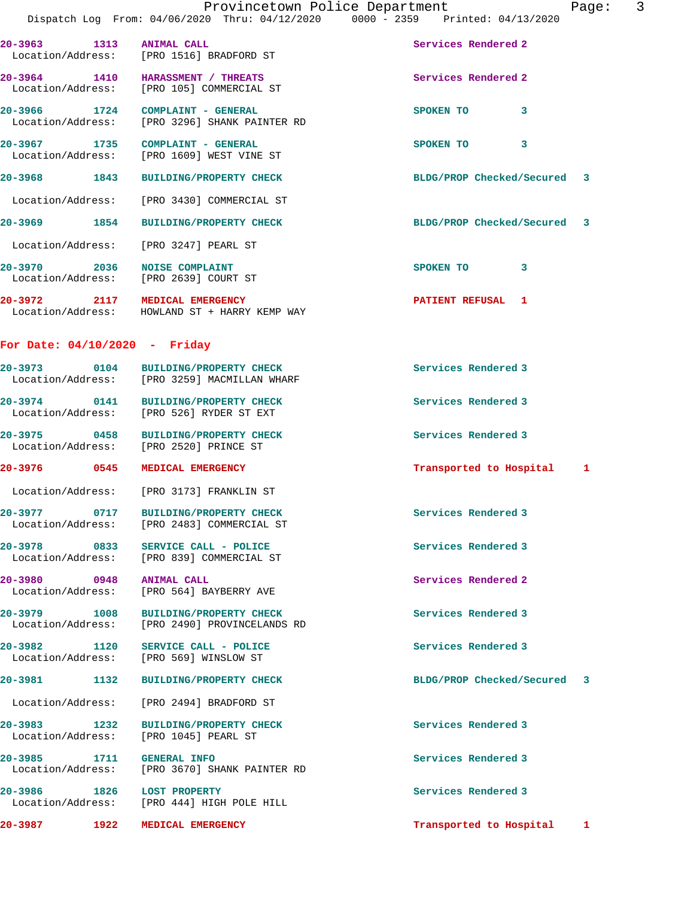20-3963 1313 ANIMAL CALL Services Rendered 2
Location/Address: [PRO 1516] BRADFORD ST

20-3964 1410 HARASSMENT / THREATS Services Rendered 2
Location/Address: [PRO 105] COMMERCIAL ST

20-3966 1724 COMPLAINT - GENERAL SPOKEN TO 3
Location/Address: [PRO 3296] SHANK PAINTER RD

20-3967 1735 COMPLAINT - GENERAL SPOKEN TO 3
Location/Address: [PRO 1609] WEST VINE ST

20-3968 1843 BUILDING/PROPERTY CHECK BLDG/PROP Checked/Secured 3
Location/Address: [PRO 3430] COMMERCIAL ST

20-3969 1854 BUILDING/PROPERTY CHECK BLDG/PROP Checked/Secured 3
Location/Address: [PRO 3247] PEARL ST

20-3970 2036 NOISE COMPLAINT SPOKEN TO 3
Location/Address: [PRO 2639] COURT ST

20-3972 2117 MEDICAL EMERGENCY PATIENT REFUSAL 1
Location/Address: HOWLAND ST + HARRY KEMP WAY

## For Date: 04/10/2020 - Friday

20-3973 0104 BUILDING/PROPERTY CHECK Services Rendered 3
Location/Address: [PRO 3259] MACMILLAN WHARF

20-3974 0141 BUILDING/PROPERTY CHECK Services Rendered 3
Location/Address: [PRO 526] RYDER ST EXT

20-3975 0458 BUILDING/PROPERTY CHECK Services Rendered 3
Location/Address: [PRO 2520] PRINCE ST

20-3976 0545 MEDICAL EMERGENCY Transported to Hospital 1
Location/Address: [PRO 3173] FRANKLIN ST

20-3977 0717 BUILDING/PROPERTY CHECK Services Rendered 3
Location/Address: [PRO 2483] COMMERCIAL ST

20-3978 0833 SERVICE CALL - POLICE Services Rendered 3
Location/Address: [PRO 839] COMMERCIAL ST

20-3980 0948 ANIMAL CALL Services Rendered 2
Location/Address: [PRO 564] BAYBERRY AVE

20-3979 1008 BUILDING/PROPERTY CHECK Services Rendered 3
Location/Address: [PRO 2490] PROVINCELANDS RD

20-3982 1120 SERVICE CALL - POLICE Services Rendered 3
Location/Address: [PRO 569] WINSLOW ST

20-3981 1132 BUILDING/PROPERTY CHECK BLDG/PROP Checked/Secured 3
Location/Address: [PRO 2494] BRADFORD ST

20-3983 1232 BUILDING/PROPERTY CHECK Services Rendered 3
Location/Address: [PRO 1045] PEARL ST

20-3985 1711 GENERAL INFO Services Rendered 3
Location/Address: [PRO 3670] SHANK PAINTER RD

20-3986 1826 LOST PROPERTY Services Rendered 3
Location/Address: [PRO 444] HIGH POLE HILL

20-3987 1922 MEDICAL EMERGENCY Transported to Hospital 1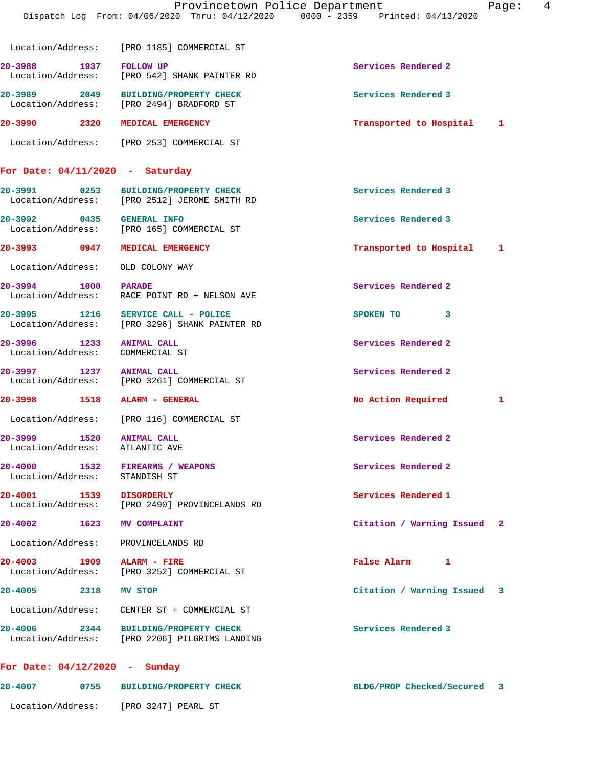Location/Address: [PRO 1185] COMMERCIAL ST

| Call # | Time | Call Reason | Action | Priority |
|---|---|---|---|---|
| 20-3988 | 1937 | FOLLOW UP | Services Rendered | 2 |
| | | Location/Address: [PRO 542] SHANK PAINTER RD | | |
| 20-3989 | 2049 | BUILDING/PROPERTY CHECK | Services Rendered | 3 |
| | | Location/Address: [PRO 2494] BRADFORD ST | | |
| 20-3990 | 2320 | MEDICAL EMERGENCY | Transported to Hospital | 1 |
| | | Location/Address: [PRO 253] COMMERCIAL ST | | |

## For Date: 04/11/2020 - Saturday

| Call # | Time | Call Reason | Action | Priority |
|---|---|---|---|---|
| 20-3991 | 0253 | BUILDING/PROPERTY CHECK | Services Rendered | 3 |
| | | Location/Address: [PRO 2512] JEROME SMITH RD | | |
| 20-3992 | 0435 | GENERAL INFO | Services Rendered | 3 |
| | | Location/Address: [PRO 165] COMMERCIAL ST | | |
| 20-3993 | 0947 | MEDICAL EMERGENCY | Transported to Hospital | 1 |
| | | Location/Address: OLD COLONY WAY | | |
| 20-3994 | 1000 | PARADE | Services Rendered | 2 |
| | | Location/Address: RACE POINT RD + NELSON AVE | | |
| 20-3995 | 1216 | SERVICE CALL - POLICE | SPOKEN TO | 3 |
| | | Location/Address: [PRO 3296] SHANK PAINTER RD | | |
| 20-3996 | 1233 | ANIMAL CALL | Services Rendered | 2 |
| | | Location/Address: COMMERCIAL ST | | |
| 20-3997 | 1237 | ANIMAL CALL | Services Rendered | 2 |
| | | Location/Address: [PRO 3261] COMMERCIAL ST | | |
| 20-3998 | 1518 | ALARM - GENERAL | No Action Required | 1 |
| | | Location/Address: [PRO 116] COMMERCIAL ST | | |
| 20-3999 | 1520 | ANIMAL CALL | Services Rendered | 2 |
| | | Location/Address: ATLANTIC AVE | | |
| 20-4000 | 1532 | FIREARMS / WEAPONS | Services Rendered | 2 |
| | | Location/Address: STANDISH ST | | |
| 20-4001 | 1539 | DISORDERLY | Services Rendered | 1 |
| | | Location/Address: [PRO 2490] PROVINCELANDS RD | | |
| 20-4002 | 1623 | MV COMPLAINT | Citation / Warning Issued | 2 |
| | | Location/Address: PROVINCELANDS RD | | |
| 20-4003 | 1909 | ALARM - FIRE | False Alarm | 1 |
| | | Location/Address: [PRO 3252] COMMERCIAL ST | | |
| 20-4005 | 2318 | MV STOP | Citation / Warning Issued | 3 |
| | | Location/Address: CENTER ST + COMMERCIAL ST | | |
| 20-4006 | 2344 | BUILDING/PROPERTY CHECK | Services Rendered | 3 |
| | | Location/Address: [PRO 2206] PILGRIMS LANDING | | |

## For Date: 04/12/2020 - Sunday

| Call # | Time | Call Reason | Action | Priority |
|---|---|---|---|---|
| 20-4007 | 0755 | BUILDING/PROPERTY CHECK | BLDG/PROP Checked/Secured | 3 |
| | | Location/Address: [PRO 3247] PEARL ST | | |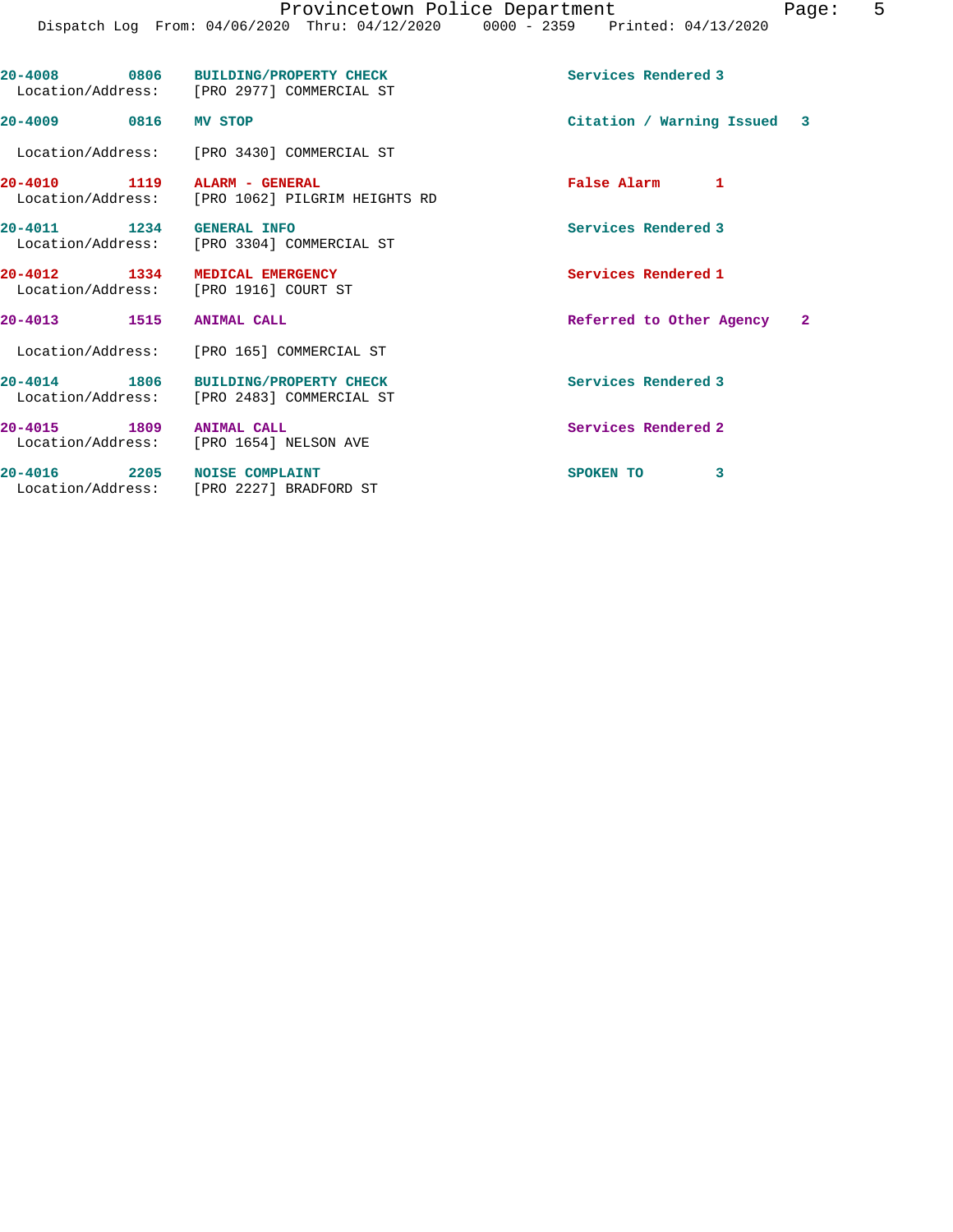| | | | | |
|---|---|---|---|---|
| 20-4008 | 0806 | BUILDING/PROPERTY CHECK | Services Rendered | 3 |
| | | Location/Address: [PRO 2977] COMMERCIAL ST | | |
| 20-4009 | 0816 | MV STOP | Citation / Warning Issued | 3 |
| | | Location/Address: [PRO 3430] COMMERCIAL ST | | |
| 20-4010 | 1119 | ALARM - GENERAL | False Alarm | 1 |
| | | Location/Address: [PRO 1062] PILGRIM HEIGHTS RD | | |
| 20-4011 | 1234 | GENERAL INFO | Services Rendered | 3 |
| | | Location/Address: [PRO 3304] COMMERCIAL ST | | |
| 20-4012 | 1334 | MEDICAL EMERGENCY | Services Rendered | 1 |
| | | Location/Address: [PRO 1916] COURT ST | | |
| 20-4013 | 1515 | ANIMAL CALL | Referred to Other Agency | 2 |
| | | Location/Address: [PRO 165] COMMERCIAL ST | | |
| 20-4014 | 1806 | BUILDING/PROPERTY CHECK | Services Rendered | 3 |
| | | Location/Address: [PRO 2483] COMMERCIAL ST | | |
| 20-4015 | 1809 | ANIMAL CALL | Services Rendered | 2 |
| | | Location/Address: [PRO 1654] NELSON AVE | | |
| 20-4016 | 2205 | NOISE COMPLAINT | SPOKEN TO | 3 |
| | | Location/Address: [PRO 2227] BRADFORD ST | | |